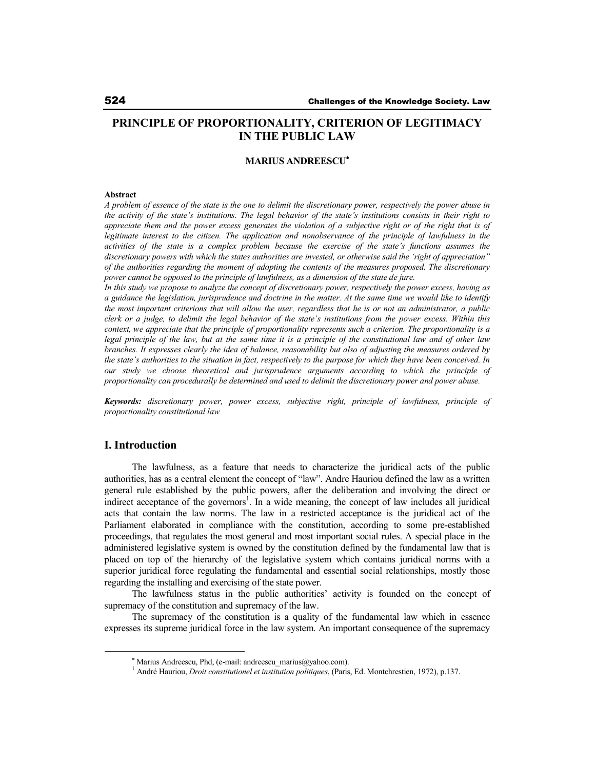# PRINCIPLE OF PROPORTIONALITY, CRITERION OF LEGITIMACY IN THE PUBLIC LAW

**MARIUS ANDREESCU***

**Abstract**

*A problem of essence of the state is the one to delimit the discretionary power, respectively the power abuse in the activity of the state's institutions. The legal behavior of the state's institutions consists in their right to appreciate them and the power excess generates the violation of a subjective right or of the right that is of legitimate interest to the citizen. The application and nonobservance of the principle of lawfulness in the activities of the state is a complex problem because the exercise of the state's functions assumes the discretionary powers with which the states authorities are invested, or otherwise said the 'right of appreciation" of the authorities regarding the moment of adopting the contents of the measures proposed. The discretionary power cannot be opposed to the principle of lawfulness, as a dimension of the state de jure.*

*In this study we propose to analyze the concept of discretionary power, respectively the power excess, having as a guidance the legislation, jurisprudence and doctrine in the matter. At the same time we would like to identify the most important criterions that will allow the user, regardless that he is or not an administrator, a public clerk or a judge, to delimit the legal behavior of the state's institutions from the power excess. Within this context, we appreciate that the principle of proportionality represents such a criterion. The proportionality is a legal principle of the law, but at the same time it is a principle of the constitutional law and of other law branches. It expresses clearly the idea of balance, reasonability but also of adjusting the measures ordered by the state's authorities to the situation in fact, respectively to the purpose for which they have been conceived. In our study we choose theoretical and jurisprudence arguments according to which the principle of proportionality can procedurally be determined and used to delimit the discretionary power and power abuse.*

***Keywords:*** *discretionary power, power excess, subjective right, principle of lawfulness, principle of proportionality constitutional law*

## I. Introduction

The lawfulness, as a feature that needs to characterize the juridical acts of the public authorities, has as a central element the concept of "law". Andre Hauriou defined the law as a written general rule established by the public powers, after the deliberation and involving the direct or indirect acceptance of the governors[1]. In a wide meaning, the concept of law includes all juridical acts that contain the law norms. The law in a restricted acceptance is the juridical act of the Parliament elaborated in compliance with the constitution, according to some pre-established proceedings, that regulates the most general and most important social rules. A special place in the administered legislative system is owned by the constitution defined by the fundamental law that is placed on top of the hierarchy of the legislative system which contains juridical norms with a superior juridical force regulating the fundamental and essential social relationships, mostly those regarding the installing and exercising of the state power.

The lawfulness status in the public authorities' activity is founded on the concept of supremacy of the constitution and supremacy of the law.

The supremacy of the constitution is a quality of the fundamental law which in essence expresses its supreme juridical force in the law system. An important consequence of the supremacy

---

* Marius Andreescu, Phd, (e-mail: andreescu_marius@yahoo.com).

[1] André Hauriou, *Droit constitutionel et institution politiques*, (Paris, Ed. Montchrestien, 1972), p.137.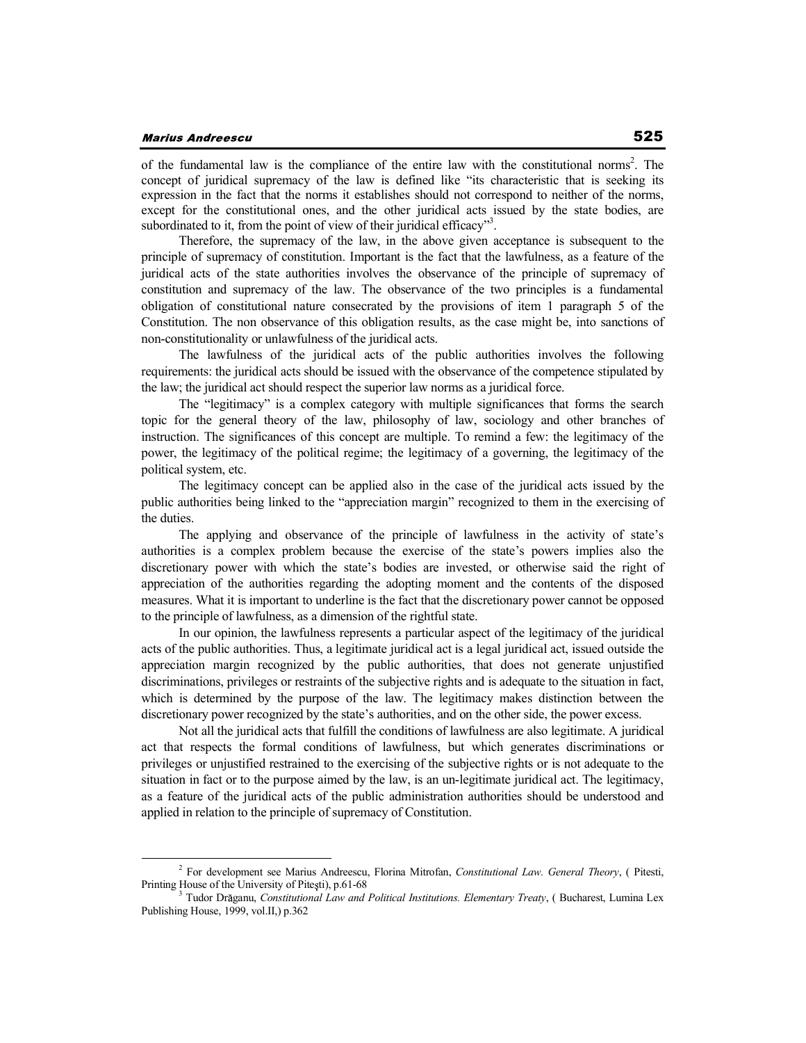of the fundamental law is the compliance of the entire law with the constitutional norms[2]. The concept of juridical supremacy of the law is defined like "its characteristic that is seeking its expression in the fact that the norms it establishes should not correspond to neither of the norms, except for the constitutional ones, and the other juridical acts issued by the state bodies, are subordinated to it, from the point of view of their juridical efficacy"[3].

Therefore, the supremacy of the law, in the above given acceptance is subsequent to the principle of supremacy of constitution. Important is the fact that the lawfulness, as a feature of the juridical acts of the state authorities involves the observance of the principle of supremacy of constitution and supremacy of the law. The observance of the two principles is a fundamental obligation of constitutional nature consecrated by the provisions of item 1 paragraph 5 of the Constitution. The non observance of this obligation results, as the case might be, into sanctions of non-constitutionality or unlawfulness of the juridical acts.

The lawfulness of the juridical acts of the public authorities involves the following requirements: the juridical acts should be issued with the observance of the competence stipulated by the law; the juridical act should respect the superior law norms as a juridical force.

The "legitimacy" is a complex category with multiple significances that forms the search topic for the general theory of the law, philosophy of law, sociology and other branches of instruction. The significances of this concept are multiple. To remind a few: the legitimacy of the power, the legitimacy of the political regime; the legitimacy of a governing, the legitimacy of the political system, etc.

The legitimacy concept can be applied also in the case of the juridical acts issued by the public authorities being linked to the "appreciation margin" recognized to them in the exercising of the duties.

The applying and observance of the principle of lawfulness in the activity of state's authorities is a complex problem because the exercise of the state's powers implies also the discretionary power with which the state's bodies are invested, or otherwise said the right of appreciation of the authorities regarding the adopting moment and the contents of the disposed measures. What it is important to underline is the fact that the discretionary power cannot be opposed to the principle of lawfulness, as a dimension of the rightful state.

In our opinion, the lawfulness represents a particular aspect of the legitimacy of the juridical acts of the public authorities. Thus, a legitimate juridical act is a legal juridical act, issued outside the appreciation margin recognized by the public authorities, that does not generate unjustified discriminations, privileges or restraints of the subjective rights and is adequate to the situation in fact, which is determined by the purpose of the law. The legitimacy makes distinction between the discretionary power recognized by the state's authorities, and on the other side, the power excess.

Not all the juridical acts that fulfill the conditions of lawfulness are also legitimate. A juridical act that respects the formal conditions of lawfulness, but which generates discriminations or privileges or unjustified restrained to the exercising of the subjective rights or is not adequate to the situation in fact or to the purpose aimed by the law, is an un-legitimate juridical act. The legitimacy, as a feature of the juridical acts of the public administration authorities should be understood and applied in relation to the principle of supremacy of Constitution.

---

[2] For development see Marius Andreescu, Florina Mitrofan, *Constitutional Law. General Theory*, ( Pitesti, Printing House of the University of Piteşti), p.61-68

[3] Tudor Drăganu, *Constitutional Law and Political Institutions. Elementary Treaty*, ( Bucharest, Lumina Lex Publishing House, 1999, vol.II,) p.362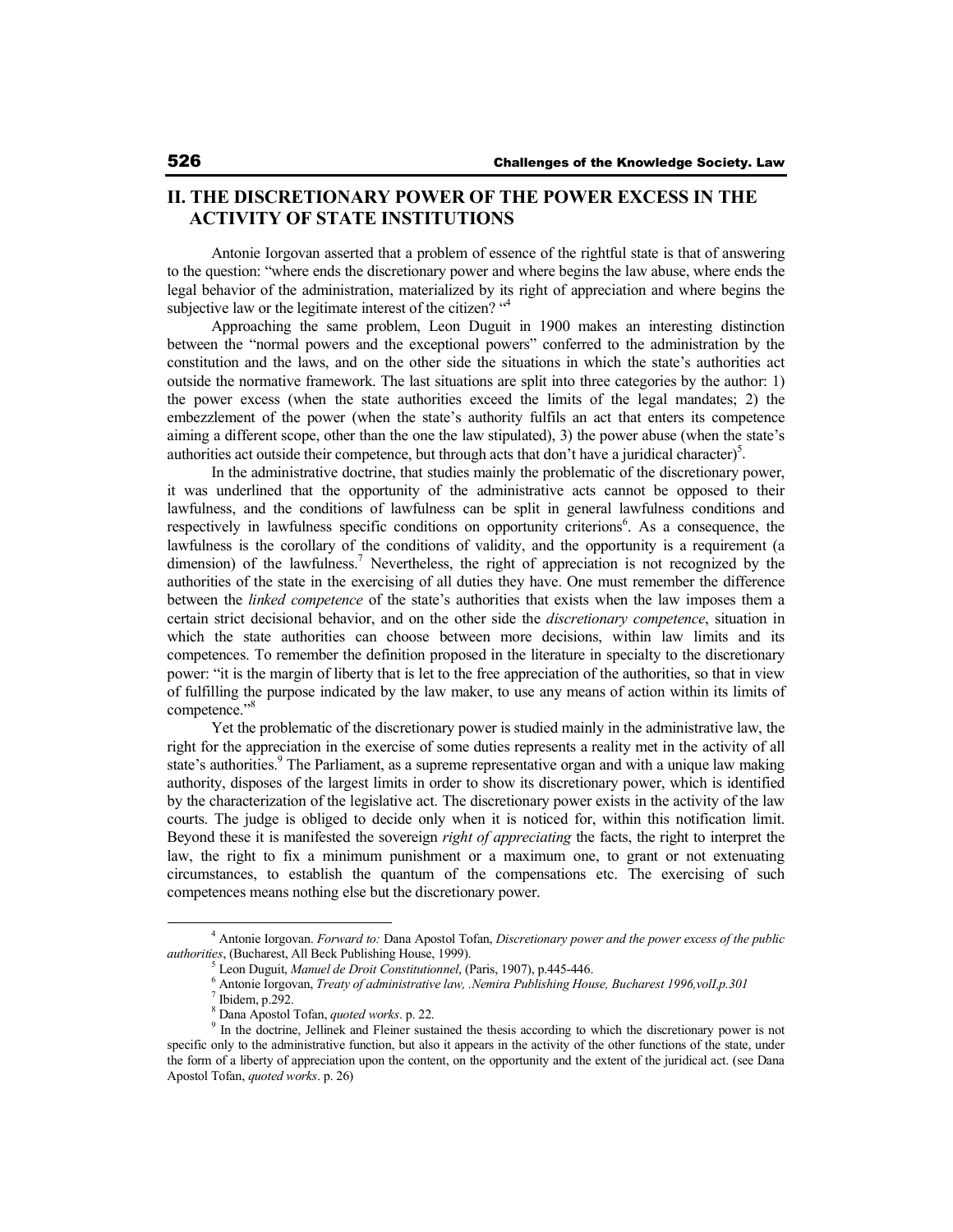## II. THE DISCRETIONARY POWER OF THE POWER EXCESS IN THE ACTIVITY OF STATE INSTITUTIONS

Antonie Iorgovan asserted that a problem of essence of the rightful state is that of answering to the question: "where ends the discretionary power and where begins the law abuse, where ends the legal behavior of the administration, materialized by its right of appreciation and where begins the subjective law or the legitimate interest of the citizen? "[4]

Approaching the same problem, Leon Duguit in 1900 makes an interesting distinction between the "normal powers and the exceptional powers" conferred to the administration by the constitution and the laws, and on the other side the situations in which the state's authorities act outside the normative framework. The last situations are split into three categories by the author: 1) the power excess (when the state authorities exceed the limits of the legal mandates; 2) the embezzlement of the power (when the state's authority fulfils an act that enters its competence aiming a different scope, other than the one the law stipulated), 3) the power abuse (when the state's authorities act outside their competence, but through acts that don't have a juridical character)[5].

In the administrative doctrine, that studies mainly the problematic of the discretionary power, it was underlined that the opportunity of the administrative acts cannot be opposed to their lawfulness, and the conditions of lawfulness can be split in general lawfulness conditions and respectively in lawfulness specific conditions on opportunity criterions[6]. As a consequence, the lawfulness is the corollary of the conditions of validity, and the opportunity is a requirement (a dimension) of the lawfulness.[7] Nevertheless, the right of appreciation is not recognized by the authorities of the state in the exercising of all duties they have. One must remember the difference between the *linked competence* of the state's authorities that exists when the law imposes them a certain strict decisional behavior, and on the other side the *discretionary competence*, situation in which the state authorities can choose between more decisions, within law limits and its competences. To remember the definition proposed in the literature in specialty to the discretionary power: "it is the margin of liberty that is let to the free appreciation of the authorities, so that in view of fulfilling the purpose indicated by the law maker, to use any means of action within its limits of competence."[8]

Yet the problematic of the discretionary power is studied mainly in the administrative law, the right for the appreciation in the exercise of some duties represents a reality met in the activity of all state's authorities.[9] The Parliament, as a supreme representative organ and with a unique law making authority, disposes of the largest limits in order to show its discretionary power, which is identified by the characterization of the legislative act. The discretionary power exists in the activity of the law courts. The judge is obliged to decide only when it is noticed for, within this notification limit. Beyond these it is manifested the sovereign *right of appreciating* the facts, the right to interpret the law, the right to fix a minimum punishment or a maximum one, to grant or not extenuating circumstances, to establish the quantum of the compensations etc. The exercising of such competences means nothing else but the discretionary power.

---

[4] Antonie Iorgovan. *Forward to:* Dana Apostol Tofan, *Discretionary power and the power excess of the public authorities*, (Bucharest, All Beck Publishing House, 1999).

[5] Leon Duguit, *Manuel de Droit Constitutionnel*, (Paris, 1907), p.445-446.

[6] Antonie Iorgovan, *Treaty of administrative law, .Nemira Publishing House, Bucharest 1996,volI,p.301*

[7] Ibidem, p.292.

[8] Dana Apostol Tofan, *quoted works*. p. 22.

[9] In the doctrine, Jellinek and Fleiner sustained the thesis according to which the discretionary power is not specific only to the administrative function, but also it appears in the activity of the other functions of the state, under the form of a liberty of appreciation upon the content, on the opportunity and the extent of the juridical act. (see Dana Apostol Tofan, *quoted works*. p. 26)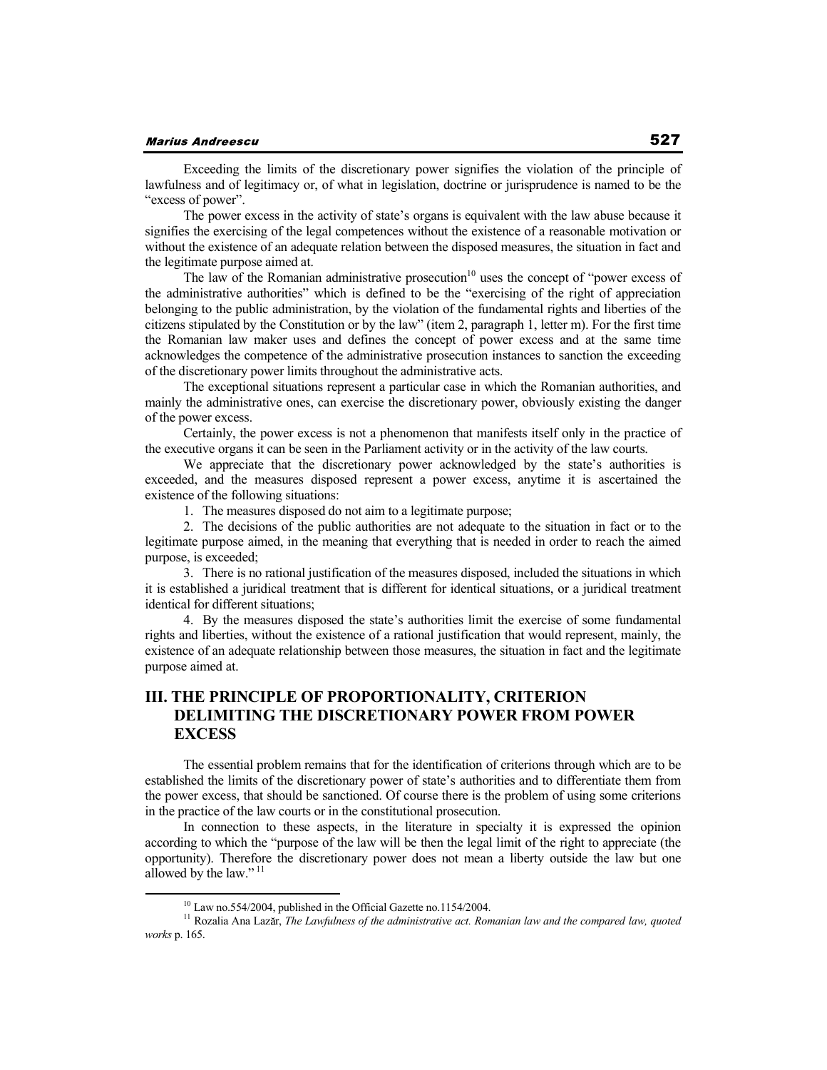Exceeding the limits of the discretionary power signifies the violation of the principle of lawfulness and of legitimacy or, of what in legislation, doctrine or jurisprudence is named to be the "excess of power".

The power excess in the activity of state's organs is equivalent with the law abuse because it signifies the exercising of the legal competences without the existence of a reasonable motivation or without the existence of an adequate relation between the disposed measures, the situation in fact and the legitimate purpose aimed at.

The law of the Romanian administrative prosecution[10] uses the concept of "power excess of the administrative authorities" which is defined to be the "exercising of the right of appreciation belonging to the public administration, by the violation of the fundamental rights and liberties of the citizens stipulated by the Constitution or by the law" (item 2, paragraph 1, letter m). For the first time the Romanian law maker uses and defines the concept of power excess and at the same time acknowledges the competence of the administrative prosecution instances to sanction the exceeding of the discretionary power limits throughout the administrative acts.

The exceptional situations represent a particular case in which the Romanian authorities, and mainly the administrative ones, can exercise the discretionary power, obviously existing the danger of the power excess.

Certainly, the power excess is not a phenomenon that manifests itself only in the practice of the executive organs it can be seen in the Parliament activity or in the activity of the law courts.

We appreciate that the discretionary power acknowledged by the state's authorities is exceeded, and the measures disposed represent a power excess, anytime it is ascertained the existence of the following situations:

1. The measures disposed do not aim to a legitimate purpose;
2. The decisions of the public authorities are not adequate to the situation in fact or to the legitimate purpose aimed, in the meaning that everything that is needed in order to reach the aimed purpose, is exceeded;
3. There is no rational justification of the measures disposed, included the situations in which it is established a juridical treatment that is different for identical situations, or a juridical treatment identical for different situations;
4. By the measures disposed the state's authorities limit the exercise of some fundamental rights and liberties, without the existence of a rational justification that would represent, mainly, the existence of an adequate relationship between those measures, the situation in fact and the legitimate purpose aimed at.

## III. THE PRINCIPLE OF PROPORTIONALITY, CRITERION DELIMITING THE DISCRETIONARY POWER FROM POWER EXCESS

The essential problem remains that for the identification of criterions through which are to be established the limits of the discretionary power of state's authorities and to differentiate them from the power excess, that should be sanctioned. Of course there is the problem of using some criterions in the practice of the law courts or in the constitutional prosecution.

In connection to these aspects, in the literature in specialty it is expressed the opinion according to which the "purpose of the law will be then the legal limit of the right to appreciate (the opportunity). Therefore the discretionary power does not mean a liberty outside the law but one allowed by the law." [11]

---

[10] Law no.554/2004, published in the Official Gazette no.1154/2004.

[11] Rozalia Ana Lazăr, *The Lawfulness of the administrative act. Romanian law and the compared law, quoted works* p. 165.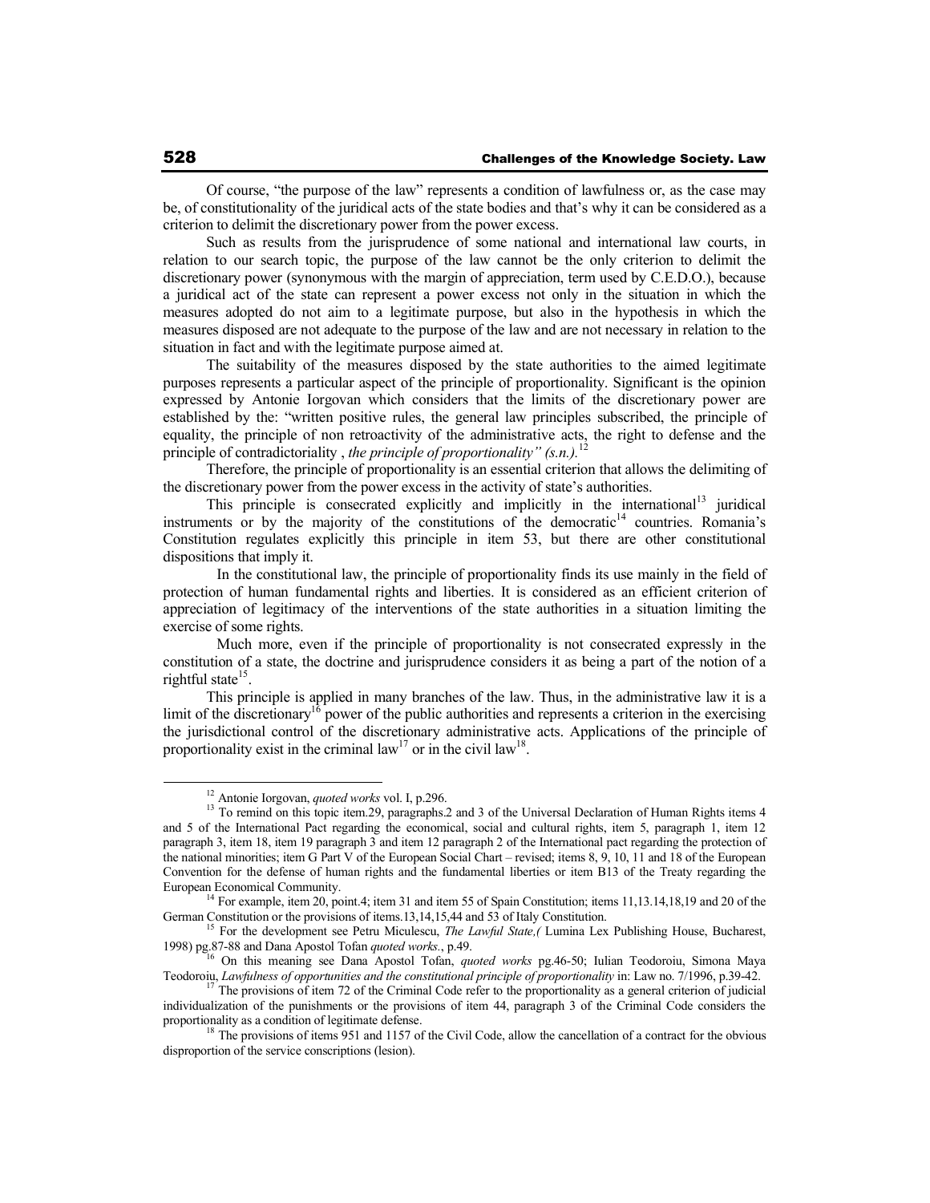Of course, "the purpose of the law" represents a condition of lawfulness or, as the case may be, of constitutionality of the juridical acts of the state bodies and that's why it can be considered as a criterion to delimit the discretionary power from the power excess.

Such as results from the jurisprudence of some national and international law courts, in relation to our search topic, the purpose of the law cannot be the only criterion to delimit the discretionary power (synonymous with the margin of appreciation, term used by C.E.D.O.), because a juridical act of the state can represent a power excess not only in the situation in which the measures adopted do not aim to a legitimate purpose, but also in the hypothesis in which the measures disposed are not adequate to the purpose of the law and are not necessary in relation to the situation in fact and with the legitimate purpose aimed at.

The suitability of the measures disposed by the state authorities to the aimed legitimate purposes represents a particular aspect of the principle of proportionality. Significant is the opinion expressed by Antonie Iorgovan which considers that the limits of the discretionary power are established by the: "written positive rules, the general law principles subscribed, the principle of equality, the principle of non retroactivity of the administrative acts, the right to defense and the principle of contradictoriality , *the principle of proportionality" (s.n.).*[12]

Therefore, the principle of proportionality is an essential criterion that allows the delimiting of the discretionary power from the power excess in the activity of state's authorities.

This principle is consecrated explicitly and implicitly in the international[13] juridical instruments or by the majority of the constitutions of the democratic[14] countries. Romania's Constitution regulates explicitly this principle in item 53, but there are other constitutional dispositions that imply it.

In the constitutional law, the principle of proportionality finds its use mainly in the field of protection of human fundamental rights and liberties. It is considered as an efficient criterion of appreciation of legitimacy of the interventions of the state authorities in a situation limiting the exercise of some rights.

Much more, even if the principle of proportionality is not consecrated expressly in the constitution of a state, the doctrine and jurisprudence considers it as being a part of the notion of a rightful state[15].

This principle is applied in many branches of the law. Thus, in the administrative law it is a limit of the discretionary[16] power of the public authorities and represents a criterion in the exercising the jurisdictional control of the discretionary administrative acts. Applications of the principle of proportionality exist in the criminal law[17] or in the civil law[18].

---

[12] Antonie Iorgovan, *quoted works* vol. I, p.296.

[13] To remind on this topic item.29, paragraphs.2 and 3 of the Universal Declaration of Human Rights items 4 and 5 of the International Pact regarding the economical, social and cultural rights, item 5, paragraph 1, item 12 paragraph 3, item 18, item 19 paragraph 3 and item 12 paragraph 2 of the International pact regarding the protection of the national minorities; item G Part V of the European Social Chart – revised; items 8, 9, 10, 11 and 18 of the European Convention for the defense of human rights and the fundamental liberties or item B13 of the Treaty regarding the European Economical Community.

[14] For example, item 20, point.4; item 31 and item 55 of Spain Constitution; items 11,13.14,18,19 and 20 of the German Constitution or the provisions of items.13,14,15,44 and 53 of Italy Constitution.

[15] For the development see Petru Miculescu, *The Lawful State,(* Lumina Lex Publishing House, Bucharest, 1998) pg.87-88 and Dana Apostol Tofan *quoted works*., p.49.

[16] On this meaning see Dana Apostol Tofan, *quoted works* pg.46-50; Iulian Teodoroiu, Simona Maya Teodoroiu, *Lawfulness of opportunities and the constitutional principle of proportionality* in: Law no. 7/1996, p.39-42.

[17] The provisions of item 72 of the Criminal Code refer to the proportionality as a general criterion of judicial individualization of the punishments or the provisions of item 44, paragraph 3 of the Criminal Code considers the proportionality as a condition of legitimate defense.

[18] The provisions of items 951 and 1157 of the Civil Code, allow the cancellation of a contract for the obvious disproportion of the service conscriptions (lesion).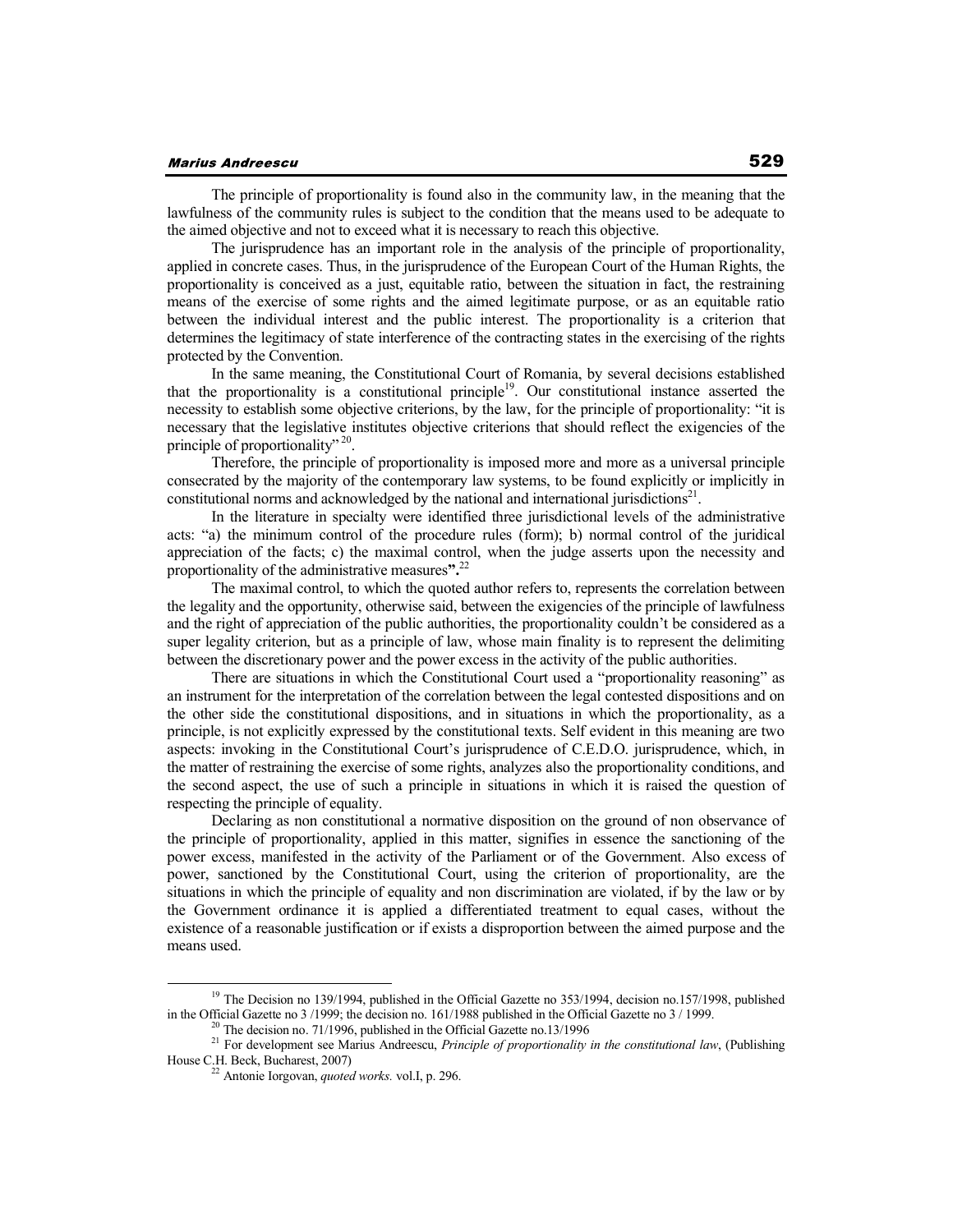The principle of proportionality is found also in the community law, in the meaning that the lawfulness of the community rules is subject to the condition that the means used to be adequate to the aimed objective and not to exceed what it is necessary to reach this objective.

The jurisprudence has an important role in the analysis of the principle of proportionality, applied in concrete cases. Thus, in the jurisprudence of the European Court of the Human Rights, the proportionality is conceived as a just, equitable ratio, between the situation in fact, the restraining means of the exercise of some rights and the aimed legitimate purpose, or as an equitable ratio between the individual interest and the public interest. The proportionality is a criterion that determines the legitimacy of state interference of the contracting states in the exercising of the rights protected by the Convention.

In the same meaning, the Constitutional Court of Romania, by several decisions established that the proportionality is a constitutional principle[19]. Our constitutional instance asserted the necessity to establish some objective criterions, by the law, for the principle of proportionality: "it is necessary that the legislative institutes objective criterions that should reflect the exigencies of the principle of proportionality"[20].

Therefore, the principle of proportionality is imposed more and more as a universal principle consecrated by the majority of the contemporary law systems, to be found explicitly or implicitly in constitutional norms and acknowledged by the national and international jurisdictions[21].

In the literature in specialty were identified three jurisdictional levels of the administrative acts: "a) the minimum control of the procedure rules (form); b) normal control of the juridical appreciation of the facts; c) the maximal control, when the judge asserts upon the necessity and proportionality of the administrative measures**".**[22]

The maximal control, to which the quoted author refers to, represents the correlation between the legality and the opportunity, otherwise said, between the exigencies of the principle of lawfulness and the right of appreciation of the public authorities, the proportionality couldn't be considered as a super legality criterion, but as a principle of law, whose main finality is to represent the delimiting between the discretionary power and the power excess in the activity of the public authorities.

There are situations in which the Constitutional Court used a "proportionality reasoning" as an instrument for the interpretation of the correlation between the legal contested dispositions and on the other side the constitutional dispositions, and in situations in which the proportionality, as a principle, is not explicitly expressed by the constitutional texts. Self evident in this meaning are two aspects: invoking in the Constitutional Court's jurisprudence of C.E.D.O. jurisprudence, which, in the matter of restraining the exercise of some rights, analyzes also the proportionality conditions, and the second aspect, the use of such a principle in situations in which it is raised the question of respecting the principle of equality.

Declaring as non constitutional a normative disposition on the ground of non observance of the principle of proportionality, applied in this matter, signifies in essence the sanctioning of the power excess, manifested in the activity of the Parliament or of the Government. Also excess of power, sanctioned by the Constitutional Court, using the criterion of proportionality, are the situations in which the principle of equality and non discrimination are violated, if by the law or by the Government ordinance it is applied a differentiated treatment to equal cases, without the existence of a reasonable justification or if exists a disproportion between the aimed purpose and the means used.

---

[19] The Decision no 139/1994, published in the Official Gazette no 353/1994, decision no.157/1998, published in the Official Gazette no 3 /1999; the decision no. 161/1988 published in the Official Gazette no 3 / 1999.

[20] The decision no. 71/1996, published in the Official Gazette no.13/1996

[21] For development see Marius Andreescu, *Principle of proportionality in the constitutional law*, (Publishing House C.H. Beck, Bucharest, 2007)

[22] Antonie Iorgovan, *quoted works.* vol.I, p. 296.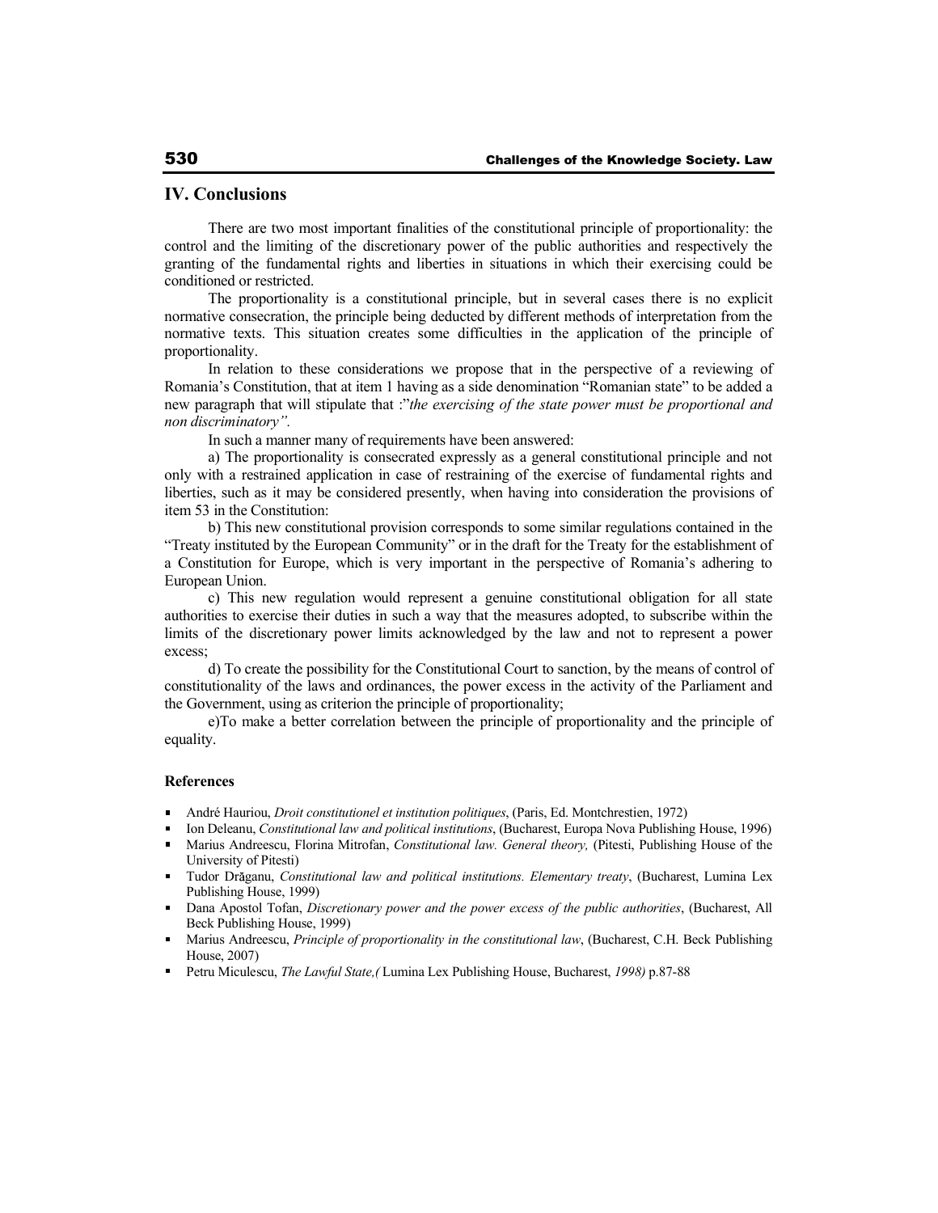## IV. Conclusions

There are two most important finalities of the constitutional principle of proportionality: the control and the limiting of the discretionary power of the public authorities and respectively the granting of the fundamental rights and liberties in situations in which their exercising could be conditioned or restricted.

The proportionality is a constitutional principle, but in several cases there is no explicit normative consecration, the principle being deducted by different methods of interpretation from the normative texts. This situation creates some difficulties in the application of the principle of proportionality.

In relation to these considerations we propose that in the perspective of a reviewing of Romania's Constitution, that at item 1 having as a side denomination "Romanian state" to be added a new paragraph that will stipulate that :"*the exercising of the state power must be proportional and non discriminatory".*

In such a manner many of requirements have been answered:

a) The proportionality is consecrated expressly as a general constitutional principle and not only with a restrained application in case of restraining of the exercise of fundamental rights and liberties, such as it may be considered presently, when having into consideration the provisions of item 53 in the Constitution:

b) This new constitutional provision corresponds to some similar regulations contained in the "Treaty instituted by the European Community" or in the draft for the Treaty for the establishment of a Constitution for Europe, which is very important in the perspective of Romania's adhering to European Union.

c) This new regulation would represent a genuine constitutional obligation for all state authorities to exercise their duties in such a way that the measures adopted, to subscribe within the limits of the discretionary power limits acknowledged by the law and not to represent a power excess;

d) To create the possibility for the Constitutional Court to sanction, by the means of control of constitutionality of the laws and ordinances, the power excess in the activity of the Parliament and the Government, using as criterion the principle of proportionality;

e)To make a better correlation between the principle of proportionality and the principle of equality.

### References

- André Hauriou, *Droit constitutionel et institution politiques*, (Paris, Ed. Montchrestien, 1972)
- Ion Deleanu, *Constitutional law and political institutions*, (Bucharest, Europa Nova Publishing House, 1996)
- Marius Andreescu, Florina Mitrofan, *Constitutional law. General theory,* (Pitesti, Publishing House of the University of Pitesti)
- Tudor Drăganu, *Constitutional law and political institutions. Elementary treaty*, (Bucharest, Lumina Lex Publishing House, 1999)
- Dana Apostol Tofan, *Discretionary power and the power excess of the public authorities*, (Bucharest, All Beck Publishing House, 1999)
- Marius Andreescu, *Principle of proportionality in the constitutional law*, (Bucharest, C.H. Beck Publishing House, 2007)
- Petru Miculescu, *The Lawful State,(* Lumina Lex Publishing House, Bucharest, *1998)* p.87-88